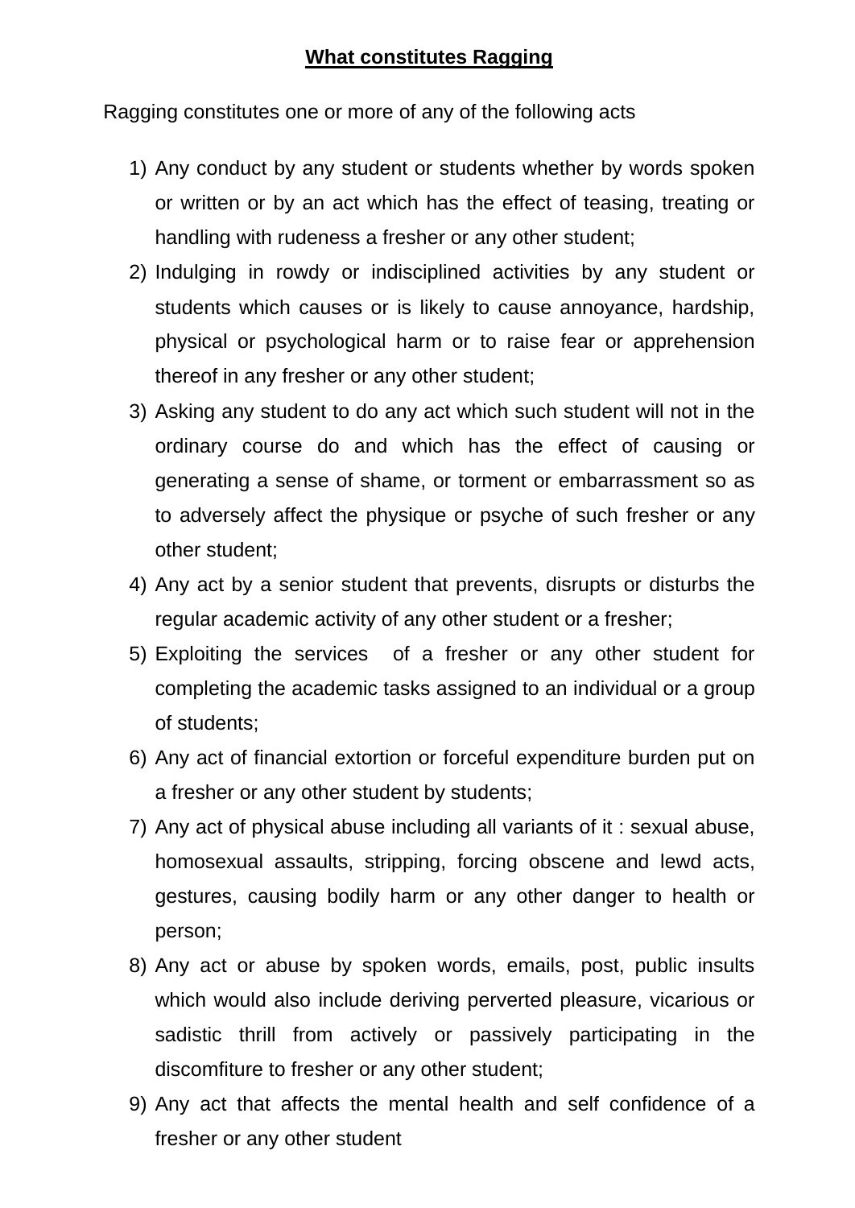# What constitutes Ragging

Ragging constitutes one or more of any of the following acts

1) Any conduct by any student or students whether by words spoken or written or by an act which has the effect of teasing, treating or handling with rudeness a fresher or any other student;
2) Indulging in rowdy or indisciplined activities by any student or students which causes or is likely to cause annoyance, hardship, physical or psychological harm or to raise fear or apprehension thereof in any fresher or any other student;
3) Asking any student to do any act which such student will not in the ordinary course do and which has the effect of causing or generating a sense of shame, or torment or embarrassment so as to adversely affect the physique or psyche of such fresher or any other student;
4) Any act by a senior student that prevents, disrupts or disturbs the regular academic activity of any other student or a fresher;
5) Exploiting the services of a fresher or any other student for completing the academic tasks assigned to an individual or a group of students;
6) Any act of financial extortion or forceful expenditure burden put on a fresher or any other student by students;
7) Any act of physical abuse including all variants of it : sexual abuse, homosexual assaults, stripping, forcing obscene and lewd acts, gestures, causing bodily harm or any other danger to health or person;
8) Any act or abuse by spoken words, emails, post, public insults which would also include deriving perverted pleasure, vicarious or sadistic thrill from actively or passively participating in the discomfiture to fresher or any other student;
9) Any act that affects the mental health and self confidence of a fresher or any other student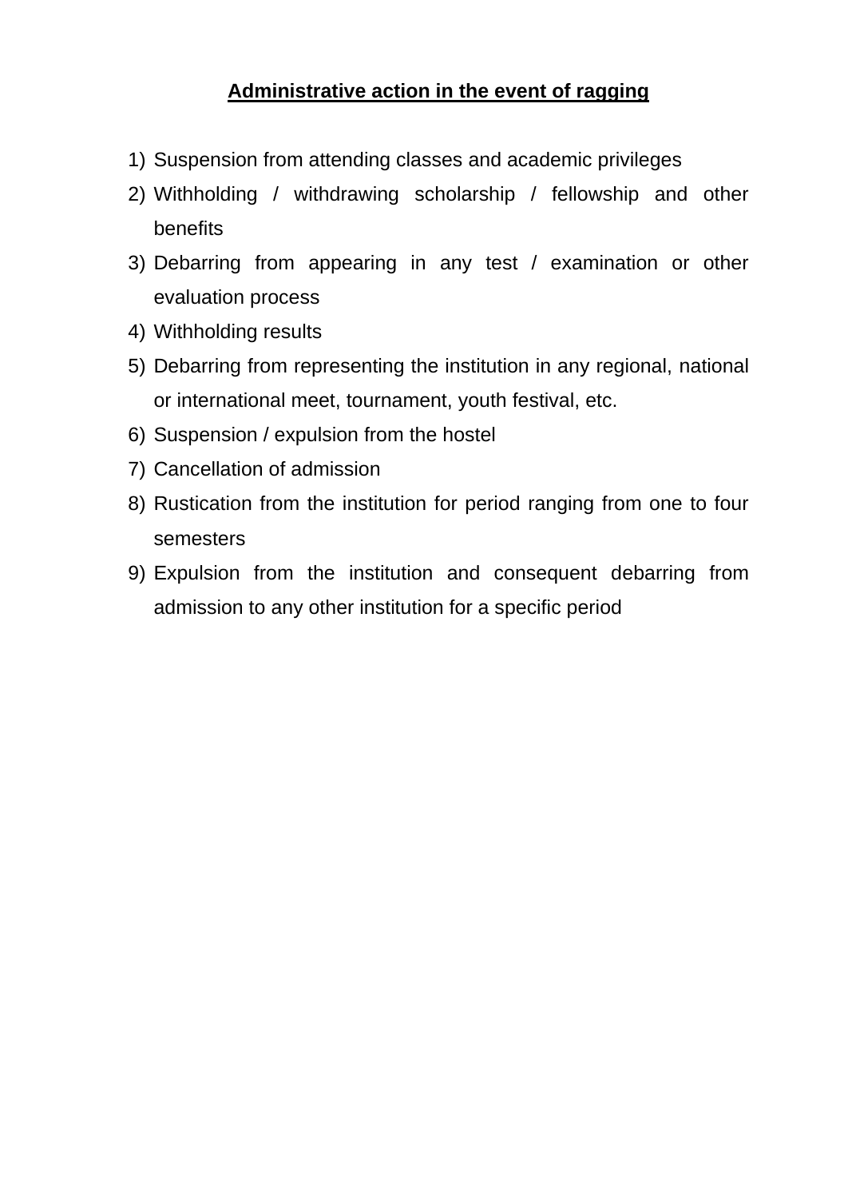**Administrative action in the event of ragging**

1) Suspension from attending classes and academic privileges
2) Withholding / withdrawing scholarship / fellowship and other benefits
3) Debarring from appearing in any test / examination or other evaluation process
4) Withholding results
5) Debarring from representing the institution in any regional, national or international meet, tournament, youth festival, etc.
6) Suspension / expulsion from the hostel
7) Cancellation of admission
8) Rustication from the institution for period ranging from one to four semesters
9) Expulsion from the institution and consequent debarring from admission to any other institution for a specific period